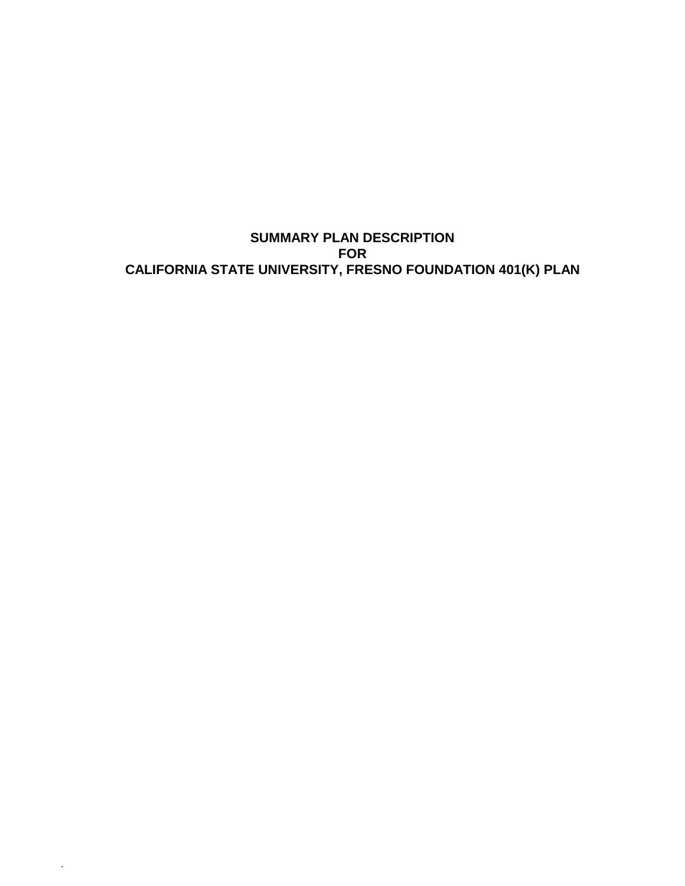# SUMMARY PLAN DESCRIPTION
# FOR
# CALIFORNIA STATE UNIVERSITY, FRESNO FOUNDATION 401(K) PLAN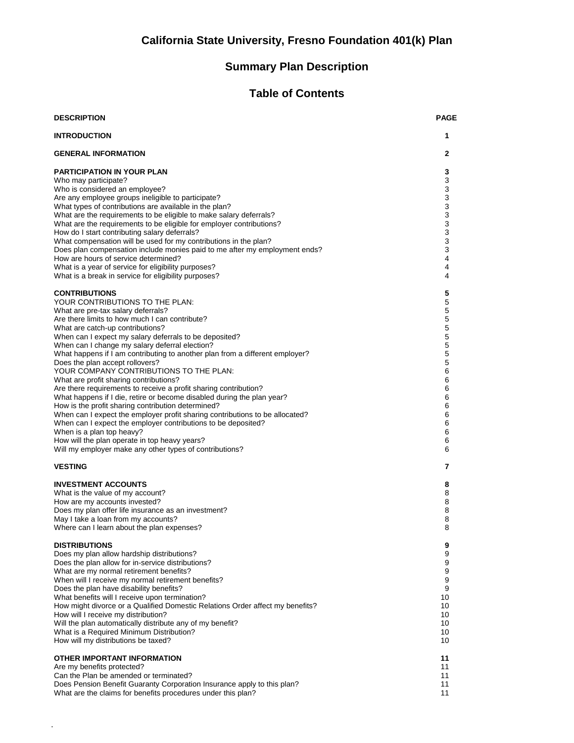# California State University, Fresno Foundation 401(k) Plan

## Summary Plan Description

## Table of Contents

| DESCRIPTION | PAGE |
|---|---|
| **INTRODUCTION** | **1** |
| **GENERAL INFORMATION** | **2** |
| **PARTICIPATION IN YOUR PLAN** | **3** |
| Who may participate? | 3 |
| Who is considered an employee? | 3 |
| Are any employee groups ineligible to participate? | 3 |
| What types of contributions are available in the plan? | 3 |
| What are the requirements to be eligible to make salary deferrals? | 3 |
| What are the requirements to be eligible for employer contributions? | 3 |
| How do I start contributing salary deferrals? | 3 |
| What compensation will be used for my contributions in the plan? | 3 |
| Does plan compensation include monies paid to me after my employment ends? | 3 |
| How are hours of service determined? | 4 |
| What is a year of service for eligibility purposes? | 4 |
| What is a break in service for eligibility purposes? | 4 |
| **CONTRIBUTIONS** | **5** |
| YOUR CONTRIBUTIONS TO THE PLAN: | 5 |
| What are pre-tax salary deferrals? | 5 |
| Are there limits to how much I can contribute? | 5 |
| What are catch-up contributions? | 5 |
| When can I expect my salary deferrals to be deposited? | 5 |
| When can I change my salary deferral election? | 5 |
| What happens if I am contributing to another plan from a different employer? | 5 |
| Does the plan accept rollovers? | 5 |
| YOUR COMPANY CONTRIBUTIONS TO THE PLAN: | 6 |
| What are profit sharing contributions? | 6 |
| Are there requirements to receive a profit sharing contribution? | 6 |
| What happens if I die, retire or become disabled during the plan year? | 6 |
| How is the profit sharing contribution determined? | 6 |
| When can I expect the employer profit sharing contributions to be allocated? | 6 |
| When can I expect the employer contributions to be deposited? | 6 |
| When is a plan top heavy? | 6 |
| How will the plan operate in top heavy years? | 6 |
| Will my employer make any other types of contributions? | 6 |
| **VESTING** | **7** |
| **INVESTMENT ACCOUNTS** | **8** |
| What is the value of my account? | 8 |
| How are my accounts invested? | 8 |
| Does my plan offer life insurance as an investment? | 8 |
| May I take a loan from my accounts? | 8 |
| Where can I learn about the plan expenses? | 8 |
| **DISTRIBUTIONS** | **9** |
| Does my plan allow hardship distributions? | 9 |
| Does the plan allow for in-service distributions? | 9 |
| What are my normal retirement benefits? | 9 |
| When will I receive my normal retirement benefits? | 9 |
| Does the plan have disability benefits? | 9 |
| What benefits will I receive upon termination? | 10 |
| How might divorce or a Qualified Domestic Relations Order affect my benefits? | 10 |
| How will I receive my distribution? | 10 |
| Will the plan automatically distribute any of my benefit? | 10 |
| What is a Required Minimum Distribution? | 10 |
| How will my distributions be taxed? | 10 |
| **OTHER IMPORTANT INFORMATION** | **11** |
| Are my benefits protected? | 11 |
| Can the Plan be amended or terminated? | 11 |
| Does Pension Benefit Guaranty Corporation Insurance apply to this plan? | 11 |
| What are the claims for benefits procedures under this plan? | 11 |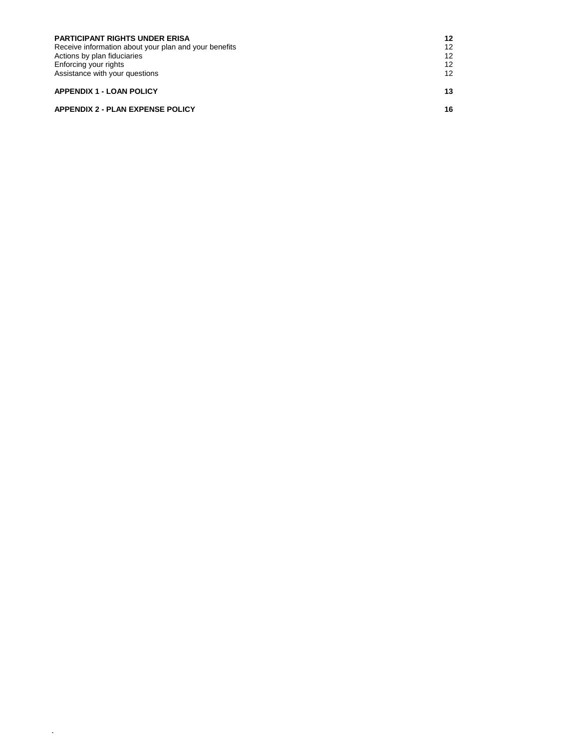| | |
|---|---|
| **PARTICIPANT RIGHTS UNDER ERISA** | **12** |
| Receive information about your plan and your benefits | 12 |
| Actions by plan fiduciaries | 12 |
| Enforcing your rights | 12 |
| Assistance with your questions | 12 |
| **APPENDIX 1 - LOAN POLICY** | **13** |
| **APPENDIX 2 - PLAN EXPENSE POLICY** | **16** |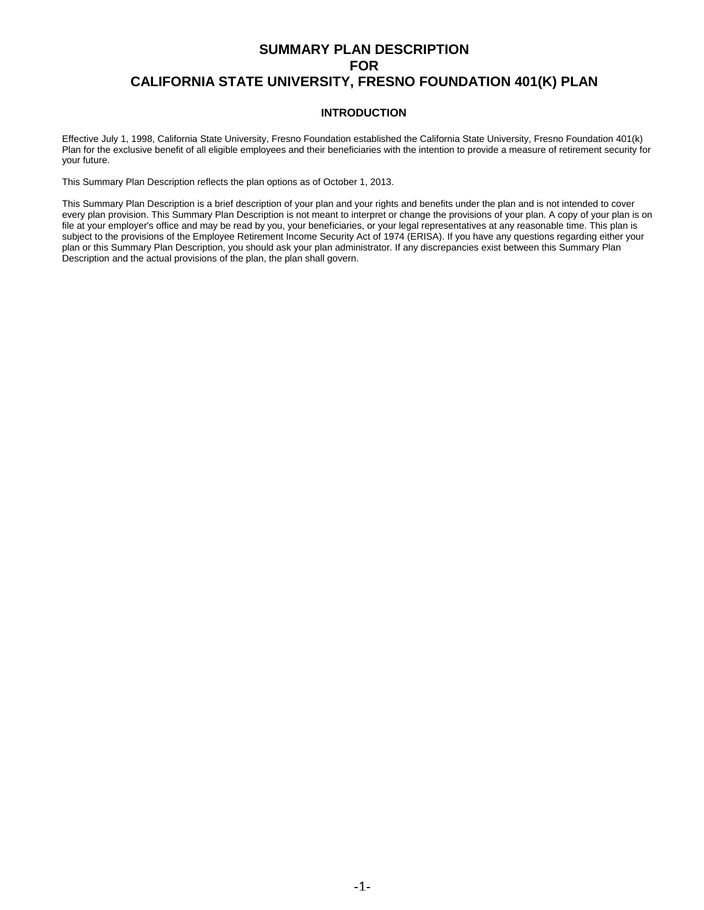# SUMMARY PLAN DESCRIPTION FOR CALIFORNIA STATE UNIVERSITY, FRESNO FOUNDATION 401(K) PLAN

## INTRODUCTION

Effective July 1, 1998, California State University, Fresno Foundation established the California State University, Fresno Foundation 401(k) Plan for the exclusive benefit of all eligible employees and their beneficiaries with the intention to provide a measure of retirement security for your future.

This Summary Plan Description reflects the plan options as of October 1, 2013.

This Summary Plan Description is a brief description of your plan and your rights and benefits under the plan and is not intended to cover every plan provision. This Summary Plan Description is not meant to interpret or change the provisions of your plan. A copy of your plan is on file at your employer's office and may be read by you, your beneficiaries, or your legal representatives at any reasonable time. This plan is subject to the provisions of the Employee Retirement Income Security Act of 1974 (ERISA). If you have any questions regarding either your plan or this Summary Plan Description, you should ask your plan administrator. If any discrepancies exist between this Summary Plan Description and the actual provisions of the plan, the plan shall govern.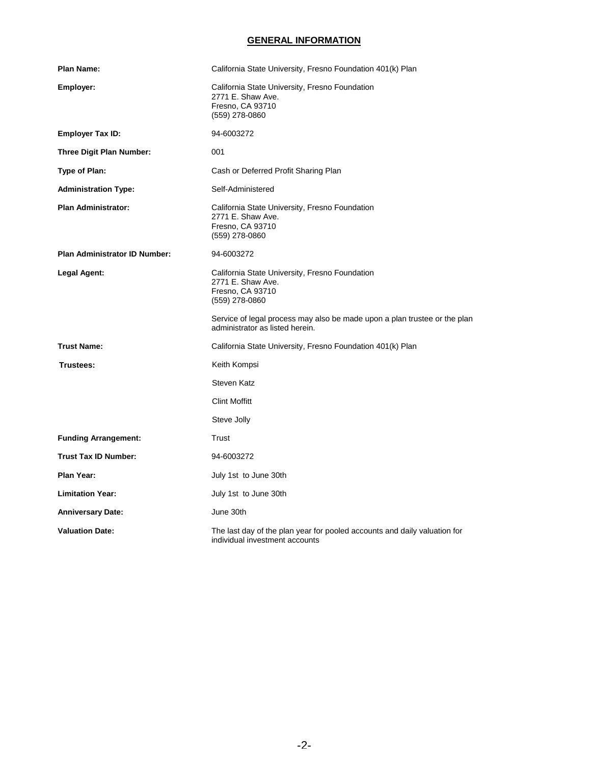## GENERAL INFORMATION

| | |
|---|---|
| **Plan Name:** | California State University, Fresno Foundation 401(k) Plan |
| **Employer:** | California State University, Fresno Foundation<br>2771 E. Shaw Ave.<br>Fresno, CA 93710<br>(559) 278-0860 |
| **Employer Tax ID:** | 94-6003272 |
| **Three Digit Plan Number:** | 001 |
| **Type of Plan:** | Cash or Deferred Profit Sharing Plan |
| **Administration Type:** | Self-Administered |
| **Plan Administrator:** | California State University, Fresno Foundation<br>2771 E. Shaw Ave.<br>Fresno, CA 93710<br>(559) 278-0860 |
| **Plan Administrator ID Number:** | 94-6003272 |
| **Legal Agent:** | California State University, Fresno Foundation<br>2771 E. Shaw Ave.<br>Fresno, CA 93710<br>(559) 278-0860<br><br>Service of legal process may also be made upon a plan trustee or the plan administrator as listed herein. |
| **Trust Name:** | California State University, Fresno Foundation 401(k) Plan |
| **Trustees:** | Keith Kompsi<br>Steven Katz<br>Clint Moffitt<br>Steve Jolly |
| **Funding Arrangement:** | Trust |
| **Trust Tax ID Number:** | 94-6003272 |
| **Plan Year:** | July 1st to June 30th |
| **Limitation Year:** | July 1st to June 30th |
| **Anniversary Date:** | June 30th |
| **Valuation Date:** | The last day of the plan year for pooled accounts and daily valuation for individual investment accounts |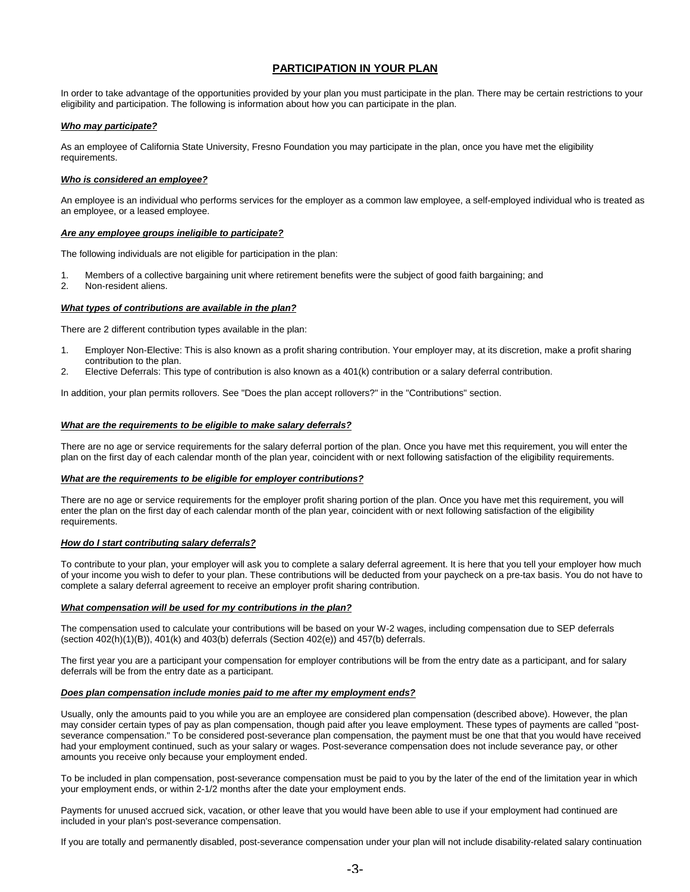## PARTICIPATION IN YOUR PLAN

In order to take advantage of the opportunities provided by your plan you must participate in the plan. There may be certain restrictions to your eligibility and participation. The following is information about how you can participate in the plan.

***Who may participate?***

As an employee of California State University, Fresno Foundation you may participate in the plan, once you have met the eligibility requirements.

***Who is considered an employee?***

An employee is an individual who performs services for the employer as a common law employee, a self-employed individual who is treated as an employee, or a leased employee.

***Are any employee groups ineligible to participate?***

The following individuals are not eligible for participation in the plan:

1. Members of a collective bargaining unit where retirement benefits were the subject of good faith bargaining; and
2. Non-resident aliens.

***What types of contributions are available in the plan?***

There are 2 different contribution types available in the plan:

1. Employer Non-Elective: This is also known as a profit sharing contribution. Your employer may, at its discretion, make a profit sharing contribution to the plan.
2. Elective Deferrals: This type of contribution is also known as a 401(k) contribution or a salary deferral contribution.

In addition, your plan permits rollovers. See "Does the plan accept rollovers?" in the "Contributions" section.

***What are the requirements to be eligible to make salary deferrals?***

There are no age or service requirements for the salary deferral portion of the plan. Once you have met this requirement, you will enter the plan on the first day of each calendar month of the plan year, coincident with or next following satisfaction of the eligibility requirements.

***What are the requirements to be eligible for employer contributions?***

There are no age or service requirements for the employer profit sharing portion of the plan. Once you have met this requirement, you will enter the plan on the first day of each calendar month of the plan year, coincident with or next following satisfaction of the eligibility requirements.

***How do I start contributing salary deferrals?***

To contribute to your plan, your employer will ask you to complete a salary deferral agreement. It is here that you tell your employer how much of your income you wish to defer to your plan. These contributions will be deducted from your paycheck on a pre-tax basis. You do not have to complete a salary deferral agreement to receive an employer profit sharing contribution.

***What compensation will be used for my contributions in the plan?***

The compensation used to calculate your contributions will be based on your W-2 wages, including compensation due to SEP deferrals (section 402(h)(1)(B)), 401(k) and 403(b) deferrals (Section 402(e)) and 457(b) deferrals.

The first year you are a participant your compensation for employer contributions will be from the entry date as a participant, and for salary deferrals will be from the entry date as a participant.

***Does plan compensation include monies paid to me after my employment ends?***

Usually, only the amounts paid to you while you are an employee are considered plan compensation (described above). However, the plan may consider certain types of pay as plan compensation, though paid after you leave employment. These types of payments are called "post-severance compensation." To be considered post-severance plan compensation, the payment must be one that that you would have received had your employment continued, such as your salary or wages. Post-severance compensation does not include severance pay, or other amounts you receive only because your employment ended.

To be included in plan compensation, post-severance compensation must be paid to you by the later of the end of the limitation year in which your employment ends, or within 2-1/2 months after the date your employment ends.

Payments for unused accrued sick, vacation, or other leave that you would have been able to use if your employment had continued are included in your plan's post-severance compensation.

If you are totally and permanently disabled, post-severance compensation under your plan will not include disability-related salary continuation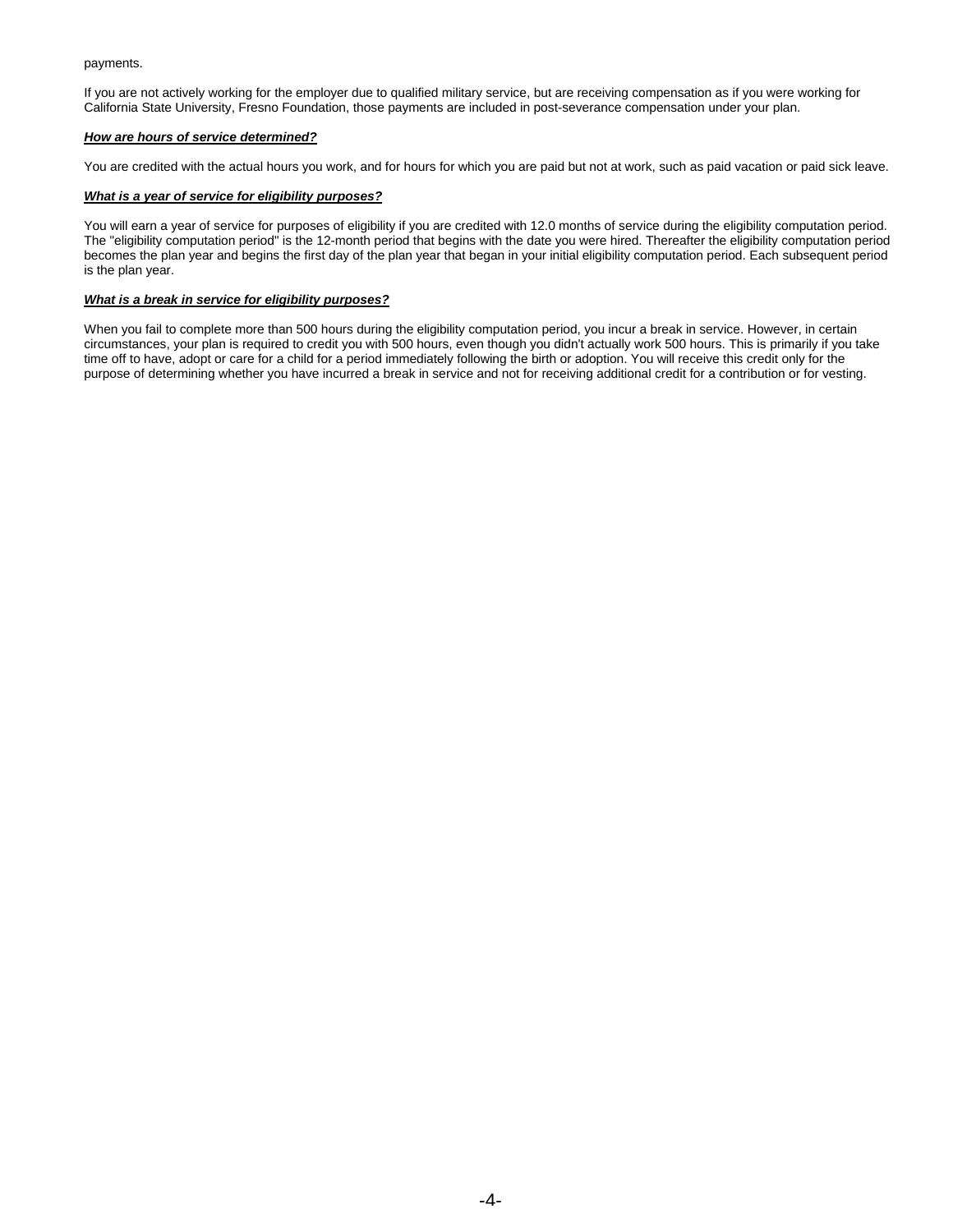payments.

If you are not actively working for the employer due to qualified military service, but are receiving compensation as if you were working for California State University, Fresno Foundation, those payments are included in post-severance compensation under your plan.

***How are hours of service determined?***

You are credited with the actual hours you work, and for hours for which you are paid but not at work, such as paid vacation or paid sick leave.

***What is a year of service for eligibility purposes?***

You will earn a year of service for purposes of eligibility if you are credited with 12.0 months of service during the eligibility computation period. The "eligibility computation period" is the 12-month period that begins with the date you were hired. Thereafter the eligibility computation period becomes the plan year and begins the first day of the plan year that began in your initial eligibility computation period. Each subsequent period is the plan year.

***What is a break in service for eligibility purposes?***

When you fail to complete more than 500 hours during the eligibility computation period, you incur a break in service. However, in certain circumstances, your plan is required to credit you with 500 hours, even though you didn't actually work 500 hours. This is primarily if you take time off to have, adopt or care for a child for a period immediately following the birth or adoption. You will receive this credit only for the purpose of determining whether you have incurred a break in service and not for receiving additional credit for a contribution or for vesting.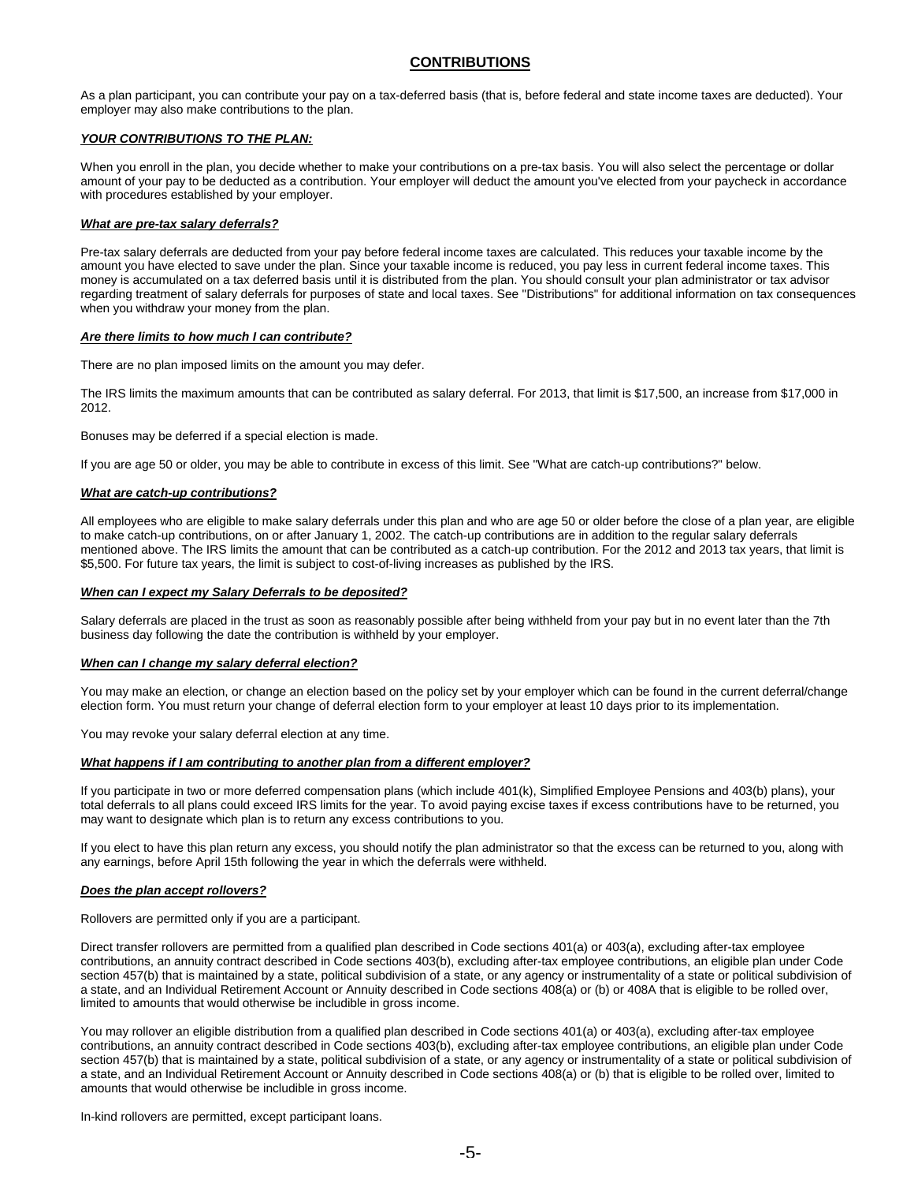## CONTRIBUTIONS

As a plan participant, you can contribute your pay on a tax-deferred basis (that is, before federal and state income taxes are deducted). Your employer may also make contributions to the plan.

### ***YOUR CONTRIBUTIONS TO THE PLAN:***

When you enroll in the plan, you decide whether to make your contributions on a pre-tax basis. You will also select the percentage or dollar amount of your pay to be deducted as a contribution. Your employer will deduct the amount you've elected from your paycheck in accordance with procedures established by your employer.

#### ***What are pre-tax salary deferrals?***

Pre-tax salary deferrals are deducted from your pay before federal income taxes are calculated. This reduces your taxable income by the amount you have elected to save under the plan. Since your taxable income is reduced, you pay less in current federal income taxes. This money is accumulated on a tax deferred basis until it is distributed from the plan. You should consult your plan administrator or tax advisor regarding treatment of salary deferrals for purposes of state and local taxes. See "Distributions" for additional information on tax consequences when you withdraw your money from the plan.

#### ***Are there limits to how much I can contribute?***

There are no plan imposed limits on the amount you may defer.

The IRS limits the maximum amounts that can be contributed as salary deferral. For 2013, that limit is $17,500, an increase from $17,000 in 2012.

Bonuses may be deferred if a special election is made.

If you are age 50 or older, you may be able to contribute in excess of this limit. See "What are catch-up contributions?" below.

#### ***What are catch-up contributions?***

All employees who are eligible to make salary deferrals under this plan and who are age 50 or older before the close of a plan year, are eligible to make catch-up contributions, on or after January 1, 2002. The catch-up contributions are in addition to the regular salary deferrals mentioned above. The IRS limits the amount that can be contributed as a catch-up contribution. For the 2012 and 2013 tax years, that limit is $5,500. For future tax years, the limit is subject to cost-of-living increases as published by the IRS.

#### ***When can I expect my Salary Deferrals to be deposited?***

Salary deferrals are placed in the trust as soon as reasonably possible after being withheld from your pay but in no event later than the 7th business day following the date the contribution is withheld by your employer.

#### ***When can I change my salary deferral election?***

You may make an election, or change an election based on the policy set by your employer which can be found in the current deferral/change election form. You must return your change of deferral election form to your employer at least 10 days prior to its implementation.

You may revoke your salary deferral election at any time.

#### ***What happens if I am contributing to another plan from a different employer?***

If you participate in two or more deferred compensation plans (which include 401(k), Simplified Employee Pensions and 403(b) plans), your total deferrals to all plans could exceed IRS limits for the year. To avoid paying excise taxes if excess contributions have to be returned, you may want to designate which plan is to return any excess contributions to you.

If you elect to have this plan return any excess, you should notify the plan administrator so that the excess can be returned to you, along with any earnings, before April 15th following the year in which the deferrals were withheld.

#### ***Does the plan accept rollovers?***

Rollovers are permitted only if you are a participant.

Direct transfer rollovers are permitted from a qualified plan described in Code sections 401(a) or 403(a), excluding after-tax employee contributions, an annuity contract described in Code sections 403(b), excluding after-tax employee contributions, an eligible plan under Code section 457(b) that is maintained by a state, political subdivision of a state, or any agency or instrumentality of a state or political subdivision of a state, and an Individual Retirement Account or Annuity described in Code sections 408(a) or (b) or 408A that is eligible to be rolled over, limited to amounts that would otherwise be includible in gross income.

You may rollover an eligible distribution from a qualified plan described in Code sections 401(a) or 403(a), excluding after-tax employee contributions, an annuity contract described in Code sections 403(b), excluding after-tax employee contributions, an eligible plan under Code section 457(b) that is maintained by a state, political subdivision of a state, or any agency or instrumentality of a state or political subdivision of a state, and an Individual Retirement Account or Annuity described in Code sections 408(a) or (b) that is eligible to be rolled over, limited to amounts that would otherwise be includible in gross income.

In-kind rollovers are permitted, except participant loans.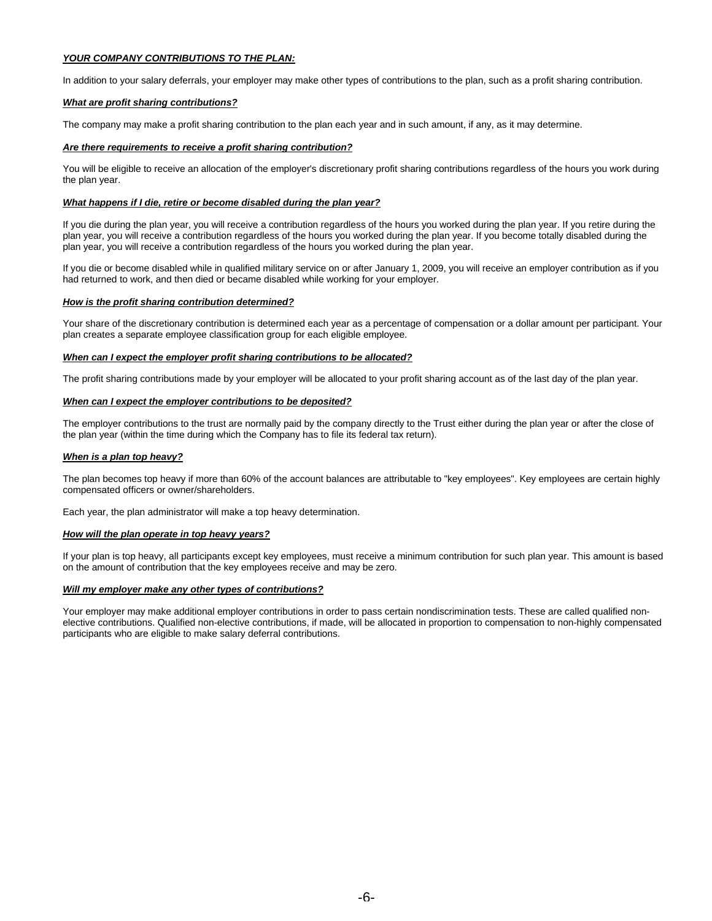## ***YOUR COMPANY CONTRIBUTIONS TO THE PLAN:***

In addition to your salary deferrals, your employer may make other types of contributions to the plan, such as a profit sharing contribution.

### ***What are profit sharing contributions?***

The company may make a profit sharing contribution to the plan each year and in such amount, if any, as it may determine.

### ***Are there requirements to receive a profit sharing contribution?***

You will be eligible to receive an allocation of the employer's discretionary profit sharing contributions regardless of the hours you work during the plan year.

### ***What happens if I die, retire or become disabled during the plan year?***

If you die during the plan year, you will receive a contribution regardless of the hours you worked during the plan year. If you retire during the plan year, you will receive a contribution regardless of the hours you worked during the plan year. If you become totally disabled during the plan year, you will receive a contribution regardless of the hours you worked during the plan year.

If you die or become disabled while in qualified military service on or after January 1, 2009, you will receive an employer contribution as if you had returned to work, and then died or became disabled while working for your employer.

### ***How is the profit sharing contribution determined?***

Your share of the discretionary contribution is determined each year as a percentage of compensation or a dollar amount per participant. Your plan creates a separate employee classification group for each eligible employee.

### ***When can I expect the employer profit sharing contributions to be allocated?***

The profit sharing contributions made by your employer will be allocated to your profit sharing account as of the last day of the plan year.

### ***When can I expect the employer contributions to be deposited?***

The employer contributions to the trust are normally paid by the company directly to the Trust either during the plan year or after the close of the plan year (within the time during which the Company has to file its federal tax return).

### ***When is a plan top heavy?***

The plan becomes top heavy if more than 60% of the account balances are attributable to "key employees". Key employees are certain highly compensated officers or owner/shareholders.

Each year, the plan administrator will make a top heavy determination.

### ***How will the plan operate in top heavy years?***

If your plan is top heavy, all participants except key employees, must receive a minimum contribution for such plan year. This amount is based on the amount of contribution that the key employees receive and may be zero.

### ***Will my employer make any other types of contributions?***

Your employer may make additional employer contributions in order to pass certain nondiscrimination tests. These are called qualified non-elective contributions. Qualified non-elective contributions, if made, will be allocated in proportion to compensation to non-highly compensated participants who are eligible to make salary deferral contributions.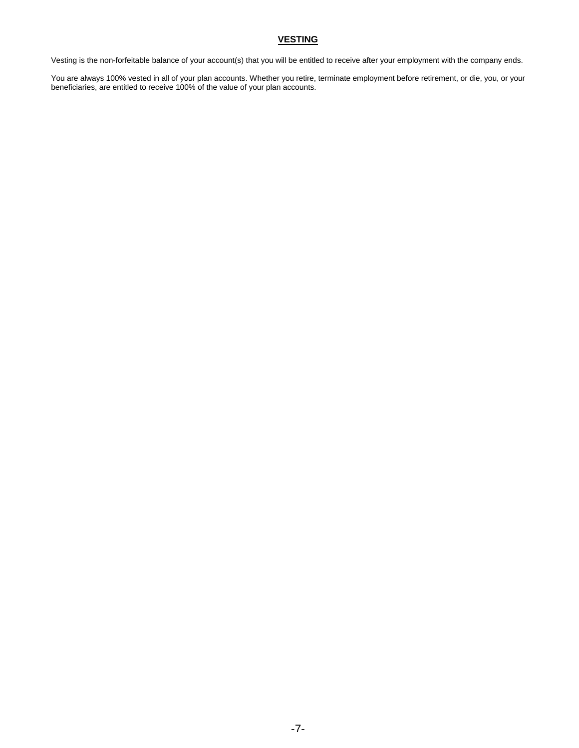## VESTING

Vesting is the non-forfeitable balance of your account(s) that you will be entitled to receive after your employment with the company ends.

You are always 100% vested in all of your plan accounts. Whether you retire, terminate employment before retirement, or die, you, or your beneficiaries, are entitled to receive 100% of the value of your plan accounts.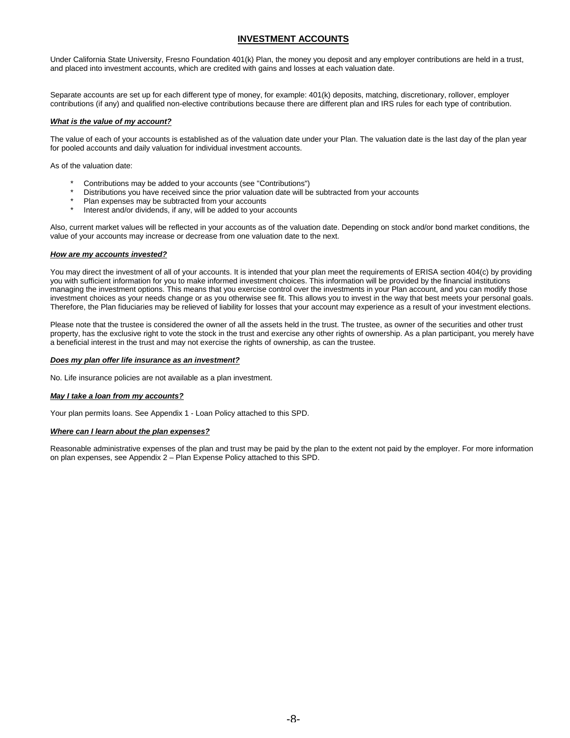## INVESTMENT ACCOUNTS

Under California State University, Fresno Foundation 401(k) Plan, the money you deposit and any employer contributions are held in a trust, and placed into investment accounts, which are credited with gains and losses at each valuation date.

Separate accounts are set up for each different type of money, for example: 401(k) deposits, matching, discretionary, rollover, employer contributions (if any) and qualified non-elective contributions because there are different plan and IRS rules for each type of contribution.

***What is the value of my account?***

The value of each of your accounts is established as of the valuation date under your Plan. The valuation date is the last day of the plan year for pooled accounts and daily valuation for individual investment accounts.

As of the valuation date:

- Contributions may be added to your accounts (see "Contributions")
- Distributions you have received since the prior valuation date will be subtracted from your accounts
- Plan expenses may be subtracted from your accounts
- Interest and/or dividends, if any, will be added to your accounts

Also, current market values will be reflected in your accounts as of the valuation date. Depending on stock and/or bond market conditions, the value of your accounts may increase or decrease from one valuation date to the next.

***How are my accounts invested?***

You may direct the investment of all of your accounts. It is intended that your plan meet the requirements of ERISA section 404(c) by providing you with sufficient information for you to make informed investment choices. This information will be provided by the financial institutions managing the investment options. This means that you exercise control over the investments in your Plan account, and you can modify those investment choices as your needs change or as you otherwise see fit. This allows you to invest in the way that best meets your personal goals. Therefore, the Plan fiduciaries may be relieved of liability for losses that your account may experience as a result of your investment elections.

Please note that the trustee is considered the owner of all the assets held in the trust. The trustee, as owner of the securities and other trust property, has the exclusive right to vote the stock in the trust and exercise any other rights of ownership. As a plan participant, you merely have a beneficial interest in the trust and may not exercise the rights of ownership, as can the trustee.

***Does my plan offer life insurance as an investment?***

No. Life insurance policies are not available as a plan investment.

***May I take a loan from my accounts?***

Your plan permits loans. See Appendix 1 - Loan Policy attached to this SPD.

***Where can I learn about the plan expenses?***

Reasonable administrative expenses of the plan and trust may be paid by the plan to the extent not paid by the employer. For more information on plan expenses, see Appendix 2 – Plan Expense Policy attached to this SPD.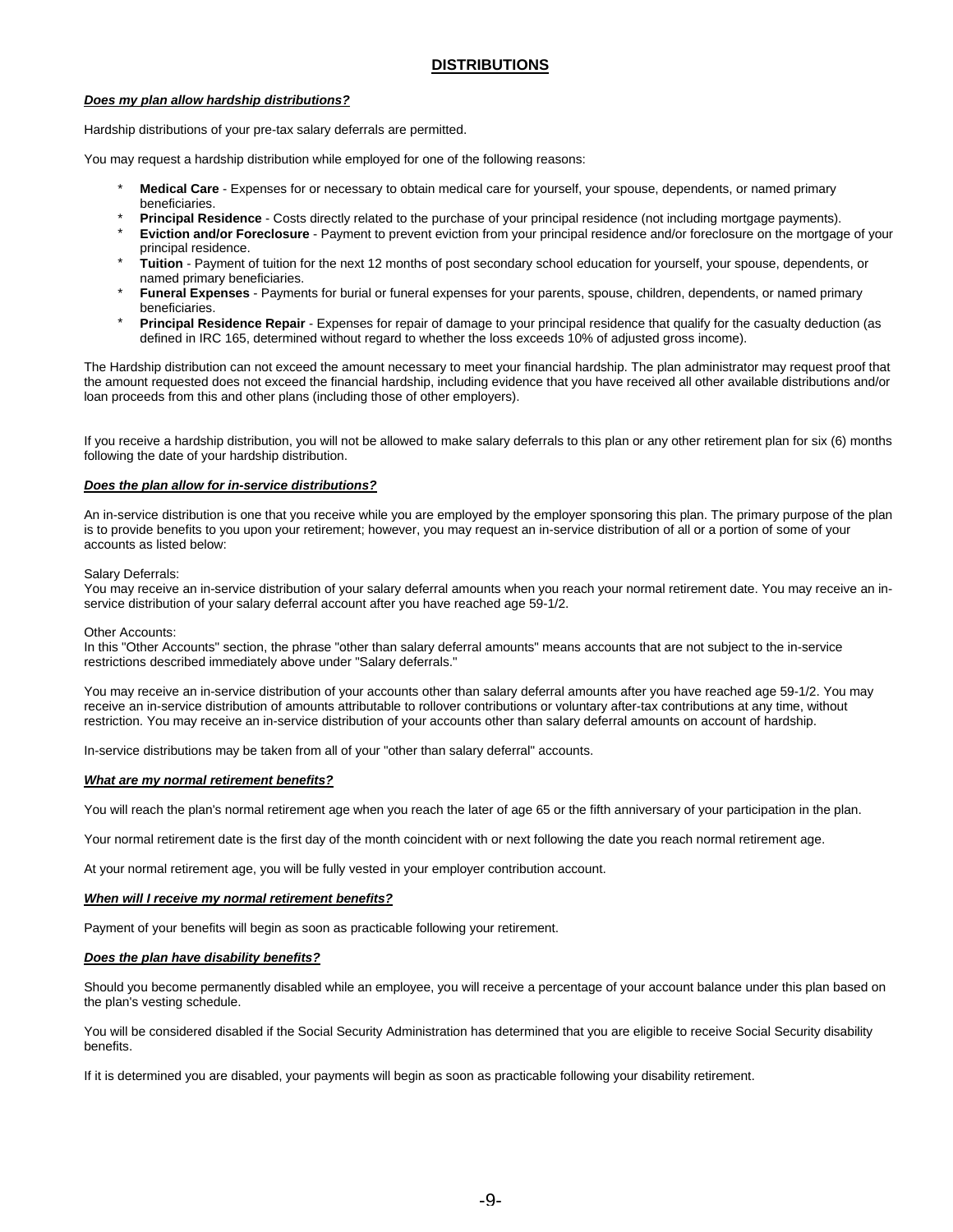## DISTRIBUTIONS

***Does my plan allow hardship distributions?***

Hardship distributions of your pre-tax salary deferrals are permitted.

You may request a hardship distribution while employed for one of the following reasons:

- **Medical Care** - Expenses for or necessary to obtain medical care for yourself, your spouse, dependents, or named primary beneficiaries.
- **Principal Residence** - Costs directly related to the purchase of your principal residence (not including mortgage payments).
- **Eviction and/or Foreclosure** - Payment to prevent eviction from your principal residence and/or foreclosure on the mortgage of your principal residence.
- **Tuition** - Payment of tuition for the next 12 months of post secondary school education for yourself, your spouse, dependents, or named primary beneficiaries.
- **Funeral Expenses** - Payments for burial or funeral expenses for your parents, spouse, children, dependents, or named primary beneficiaries.
- **Principal Residence Repair** - Expenses for repair of damage to your principal residence that qualify for the casualty deduction (as defined in IRC 165, determined without regard to whether the loss exceeds 10% of adjusted gross income).

The Hardship distribution can not exceed the amount necessary to meet your financial hardship. The plan administrator may request proof that the amount requested does not exceed the financial hardship, including evidence that you have received all other available distributions and/or loan proceeds from this and other plans (including those of other employers).

If you receive a hardship distribution, you will not be allowed to make salary deferrals to this plan or any other retirement plan for six (6) months following the date of your hardship distribution.

***Does the plan allow for in-service distributions?***

An in-service distribution is one that you receive while you are employed by the employer sponsoring this plan. The primary purpose of the plan is to provide benefits to you upon your retirement; however, you may request an in-service distribution of all or a portion of some of your accounts as listed below:

Salary Deferrals:
You may receive an in-service distribution of your salary deferral amounts when you reach your normal retirement date. You may receive an in-service distribution of your salary deferral account after you have reached age 59-1/2.

Other Accounts:
In this "Other Accounts" section, the phrase "other than salary deferral amounts" means accounts that are not subject to the in-service restrictions described immediately above under "Salary deferrals."

You may receive an in-service distribution of your accounts other than salary deferral amounts after you have reached age 59-1/2. You may receive an in-service distribution of amounts attributable to rollover contributions or voluntary after-tax contributions at any time, without restriction. You may receive an in-service distribution of your accounts other than salary deferral amounts on account of hardship.

In-service distributions may be taken from all of your "other than salary deferral" accounts.

***What are my normal retirement benefits?***

You will reach the plan's normal retirement age when you reach the later of age 65 or the fifth anniversary of your participation in the plan.

Your normal retirement date is the first day of the month coincident with or next following the date you reach normal retirement age.

At your normal retirement age, you will be fully vested in your employer contribution account.

***When will I receive my normal retirement benefits?***

Payment of your benefits will begin as soon as practicable following your retirement.

***Does the plan have disability benefits?***

Should you become permanently disabled while an employee, you will receive a percentage of your account balance under this plan based on the plan's vesting schedule.

You will be considered disabled if the Social Security Administration has determined that you are eligible to receive Social Security disability benefits.

If it is determined you are disabled, your payments will begin as soon as practicable following your disability retirement.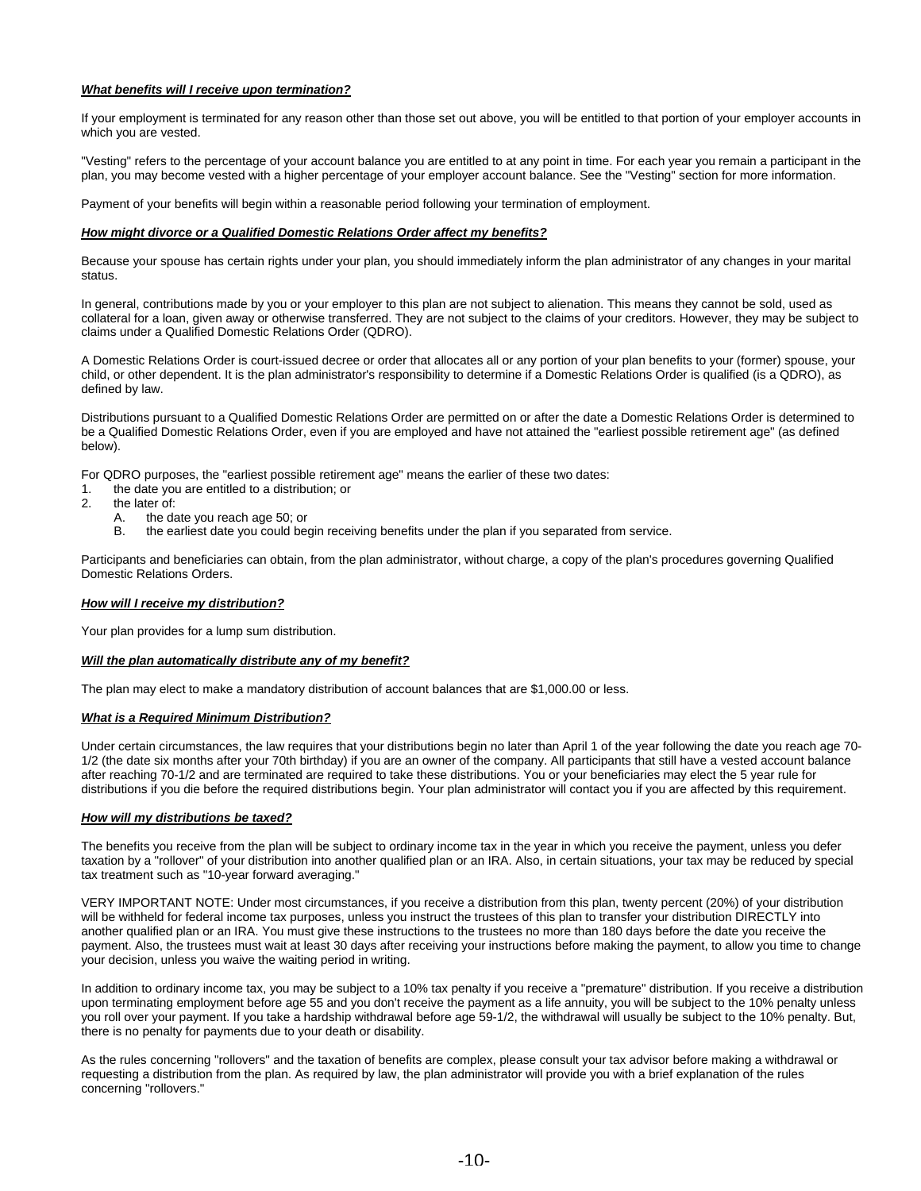***What benefits will I receive upon termination?***

If your employment is terminated for any reason other than those set out above, you will be entitled to that portion of your employer accounts in which you are vested.

"Vesting" refers to the percentage of your account balance you are entitled to at any point in time. For each year you remain a participant in the plan, you may become vested with a higher percentage of your employer account balance. See the "Vesting" section for more information.

Payment of your benefits will begin within a reasonable period following your termination of employment.

***How might divorce or a Qualified Domestic Relations Order affect my benefits?***

Because your spouse has certain rights under your plan, you should immediately inform the plan administrator of any changes in your marital status.

In general, contributions made by you or your employer to this plan are not subject to alienation. This means they cannot be sold, used as collateral for a loan, given away or otherwise transferred. They are not subject to the claims of your creditors. However, they may be subject to claims under a Qualified Domestic Relations Order (QDRO).

A Domestic Relations Order is court-issued decree or order that allocates all or any portion of your plan benefits to your (former) spouse, your child, or other dependent. It is the plan administrator's responsibility to determine if a Domestic Relations Order is qualified (is a QDRO), as defined by law.

Distributions pursuant to a Qualified Domestic Relations Order are permitted on or after the date a Domestic Relations Order is determined to be a Qualified Domestic Relations Order, even if you are employed and have not attained the "earliest possible retirement age" (as defined below).

For QDRO purposes, the "earliest possible retirement age" means the earlier of these two dates:

1. the date you are entitled to a distribution; or
2. the later of:
   A. the date you reach age 50; or
   B. the earliest date you could begin receiving benefits under the plan if you separated from service.

Participants and beneficiaries can obtain, from the plan administrator, without charge, a copy of the plan's procedures governing Qualified Domestic Relations Orders.

***How will I receive my distribution?***

Your plan provides for a lump sum distribution.

***Will the plan automatically distribute any of my benefit?***

The plan may elect to make a mandatory distribution of account balances that are $1,000.00 or less.

***What is a Required Minimum Distribution?***

Under certain circumstances, the law requires that your distributions begin no later than April 1 of the year following the date you reach age 70-1/2 (the date six months after your 70th birthday) if you are an owner of the company. All participants that still have a vested account balance after reaching 70-1/2 and are terminated are required to take these distributions. You or your beneficiaries may elect the 5 year rule for distributions if you die before the required distributions begin. Your plan administrator will contact you if you are affected by this requirement.

***How will my distributions be taxed?***

The benefits you receive from the plan will be subject to ordinary income tax in the year in which you receive the payment, unless you defer taxation by a "rollover" of your distribution into another qualified plan or an IRA. Also, in certain situations, your tax may be reduced by special tax treatment such as "10-year forward averaging."

VERY IMPORTANT NOTE: Under most circumstances, if you receive a distribution from this plan, twenty percent (20%) of your distribution will be withheld for federal income tax purposes, unless you instruct the trustees of this plan to transfer your distribution DIRECTLY into another qualified plan or an IRA. You must give these instructions to the trustees no more than 180 days before the date you receive the payment. Also, the trustees must wait at least 30 days after receiving your instructions before making the payment, to allow you time to change your decision, unless you waive the waiting period in writing.

In addition to ordinary income tax, you may be subject to a 10% tax penalty if you receive a "premature" distribution. If you receive a distribution upon terminating employment before age 55 and you don't receive the payment as a life annuity, you will be subject to the 10% penalty unless you roll over your payment. If you take a hardship withdrawal before age 59-1/2, the withdrawal will usually be subject to the 10% penalty. But, there is no penalty for payments due to your death or disability.

As the rules concerning "rollovers" and the taxation of benefits are complex, please consult your tax advisor before making a withdrawal or requesting a distribution from the plan. As required by law, the plan administrator will provide you with a brief explanation of the rules concerning "rollovers."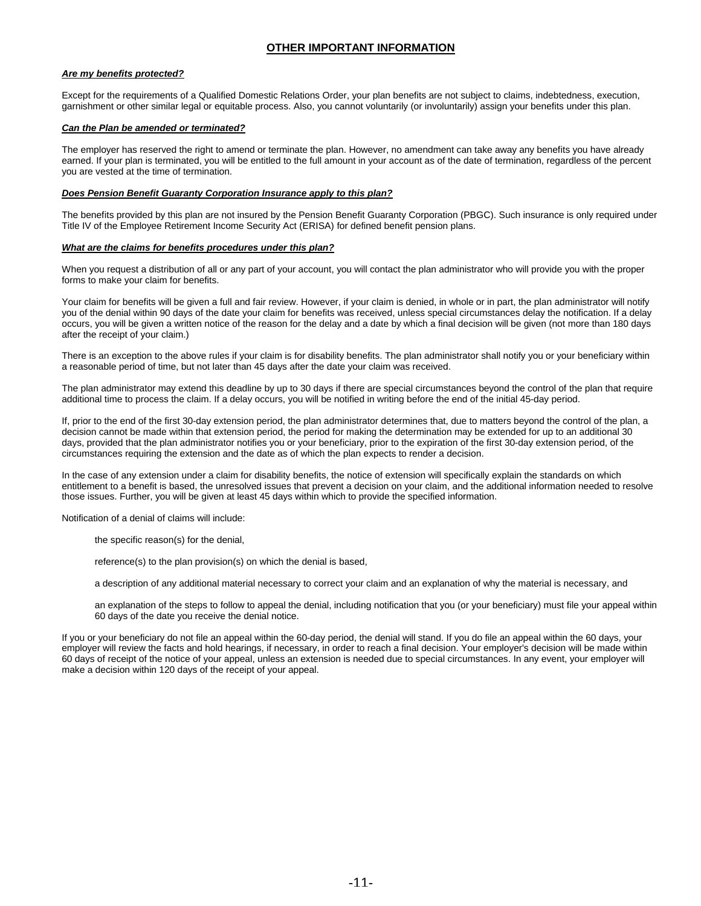## OTHER IMPORTANT INFORMATION

***Are my benefits protected?***

Except for the requirements of a Qualified Domestic Relations Order, your plan benefits are not subject to claims, indebtedness, execution, garnishment or other similar legal or equitable process. Also, you cannot voluntarily (or involuntarily) assign your benefits under this plan.

***Can the Plan be amended or terminated?***

The employer has reserved the right to amend or terminate the plan. However, no amendment can take away any benefits you have already earned. If your plan is terminated, you will be entitled to the full amount in your account as of the date of termination, regardless of the percent you are vested at the time of termination.

***Does Pension Benefit Guaranty Corporation Insurance apply to this plan?***

The benefits provided by this plan are not insured by the Pension Benefit Guaranty Corporation (PBGC). Such insurance is only required under Title IV of the Employee Retirement Income Security Act (ERISA) for defined benefit pension plans.

***What are the claims for benefits procedures under this plan?***

When you request a distribution of all or any part of your account, you will contact the plan administrator who will provide you with the proper forms to make your claim for benefits.

Your claim for benefits will be given a full and fair review. However, if your claim is denied, in whole or in part, the plan administrator will notify you of the denial within 90 days of the date your claim for benefits was received, unless special circumstances delay the notification. If a delay occurs, you will be given a written notice of the reason for the delay and a date by which a final decision will be given (not more than 180 days after the receipt of your claim.)

There is an exception to the above rules if your claim is for disability benefits. The plan administrator shall notify you or your beneficiary within a reasonable period of time, but not later than 45 days after the date your claim was received.

The plan administrator may extend this deadline by up to 30 days if there are special circumstances beyond the control of the plan that require additional time to process the claim. If a delay occurs, you will be notified in writing before the end of the initial 45-day period.

If, prior to the end of the first 30-day extension period, the plan administrator determines that, due to matters beyond the control of the plan, a decision cannot be made within that extension period, the period for making the determination may be extended for up to an additional 30 days, provided that the plan administrator notifies you or your beneficiary, prior to the expiration of the first 30-day extension period, of the circumstances requiring the extension and the date as of which the plan expects to render a decision.

In the case of any extension under a claim for disability benefits, the notice of extension will specifically explain the standards on which entitlement to a benefit is based, the unresolved issues that prevent a decision on your claim, and the additional information needed to resolve those issues. Further, you will be given at least 45 days within which to provide the specified information.

Notification of a denial of claims will include:

- the specific reason(s) for the denial,
- reference(s) to the plan provision(s) on which the denial is based,
- a description of any additional material necessary to correct your claim and an explanation of why the material is necessary, and
- an explanation of the steps to follow to appeal the denial, including notification that you (or your beneficiary) must file your appeal within 60 days of the date you receive the denial notice.

If you or your beneficiary do not file an appeal within the 60-day period, the denial will stand. If you do file an appeal within the 60 days, your employer will review the facts and hold hearings, if necessary, in order to reach a final decision. Your employer's decision will be made within 60 days of receipt of the notice of your appeal, unless an extension is needed due to special circumstances. In any event, your employer will make a decision within 120 days of the receipt of your appeal.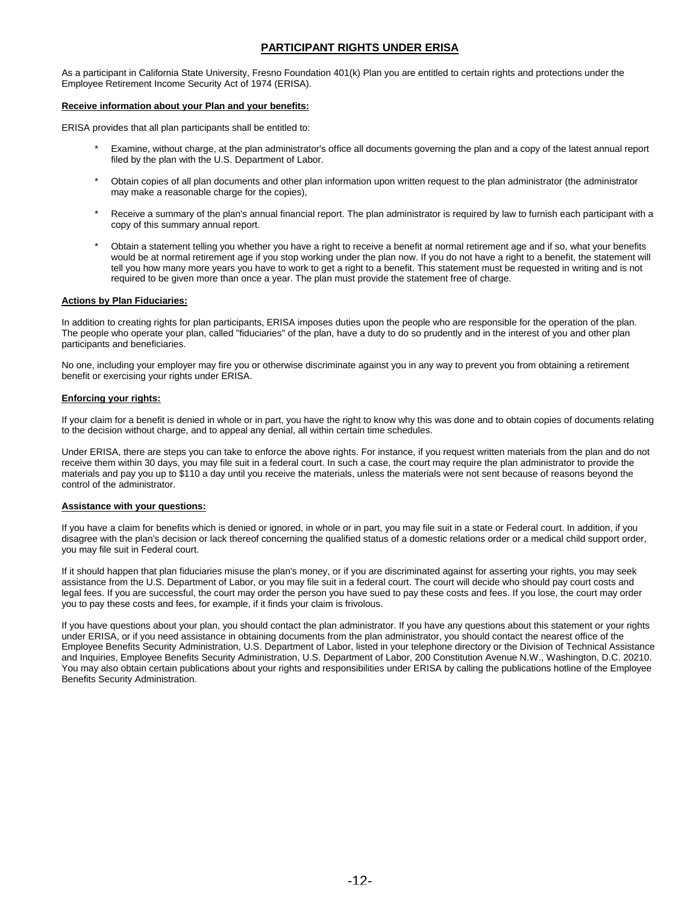## PARTICIPANT RIGHTS UNDER ERISA

As a participant in California State University, Fresno Foundation 401(k) Plan you are entitled to certain rights and protections under the Employee Retirement Income Security Act of 1974 (ERISA).

**Receive information about your Plan and your benefits:**

ERISA provides that all plan participants shall be entitled to:

- Examine, without charge, at the plan administrator's office all documents governing the plan and a copy of the latest annual report filed by the plan with the U.S. Department of Labor.
- Obtain copies of all plan documents and other plan information upon written request to the plan administrator (the administrator may make a reasonable charge for the copies),
- Receive a summary of the plan's annual financial report. The plan administrator is required by law to furnish each participant with a copy of this summary annual report.
- Obtain a statement telling you whether you have a right to receive a benefit at normal retirement age and if so, what your benefits would be at normal retirement age if you stop working under the plan now. If you do not have a right to a benefit, the statement will tell you how many more years you have to work to get a right to a benefit. This statement must be requested in writing and is not required to be given more than once a year. The plan must provide the statement free of charge.

**Actions by Plan Fiduciaries:**

In addition to creating rights for plan participants, ERISA imposes duties upon the people who are responsible for the operation of the plan. The people who operate your plan, called "fiduciaries" of the plan, have a duty to do so prudently and in the interest of you and other plan participants and beneficiaries.

No one, including your employer may fire you or otherwise discriminate against you in any way to prevent you from obtaining a retirement benefit or exercising your rights under ERISA.

**Enforcing your rights:**

If your claim for a benefit is denied in whole or in part, you have the right to know why this was done and to obtain copies of documents relating to the decision without charge, and to appeal any denial, all within certain time schedules.

Under ERISA, there are steps you can take to enforce the above rights. For instance, if you request written materials from the plan and do not receive them within 30 days, you may file suit in a federal court. In such a case, the court may require the plan administrator to provide the materials and pay you up to $110 a day until you receive the materials, unless the materials were not sent because of reasons beyond the control of the administrator.

**Assistance with your questions:**

If you have a claim for benefits which is denied or ignored, in whole or in part, you may file suit in a state or Federal court. In addition, if you disagree with the plan's decision or lack thereof concerning the qualified status of a domestic relations order or a medical child support order, you may file suit in Federal court.

If it should happen that plan fiduciaries misuse the plan's money, or if you are discriminated against for asserting your rights, you may seek assistance from the U.S. Department of Labor, or you may file suit in a federal court. The court will decide who should pay court costs and legal fees. If you are successful, the court may order the person you have sued to pay these costs and fees. If you lose, the court may order you to pay these costs and fees, for example, if it finds your claim is frivolous.

If you have questions about your plan, you should contact the plan administrator. If you have any questions about this statement or your rights under ERISA, or if you need assistance in obtaining documents from the plan administrator, you should contact the nearest office of the Employee Benefits Security Administration, U.S. Department of Labor, listed in your telephone directory or the Division of Technical Assistance and Inquiries, Employee Benefits Security Administration, U.S. Department of Labor, 200 Constitution Avenue N.W., Washington, D.C. 20210. You may also obtain certain publications about your rights and responsibilities under ERISA by calling the publications hotline of the Employee Benefits Security Administration.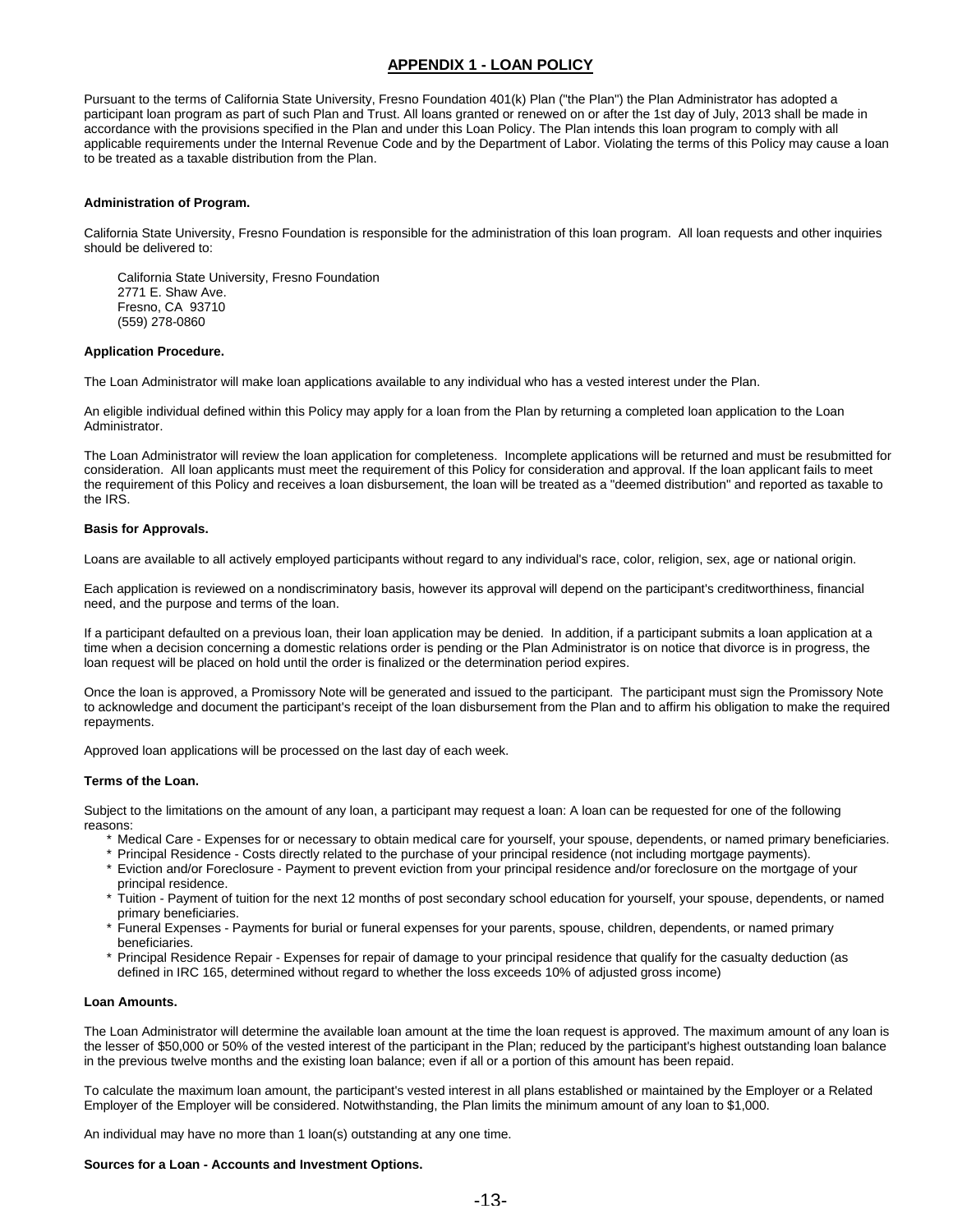## APPENDIX 1 - LOAN POLICY

Pursuant to the terms of California State University, Fresno Foundation 401(k) Plan ("the Plan") the Plan Administrator has adopted a participant loan program as part of such Plan and Trust. All loans granted or renewed on or after the 1st day of July, 2013 shall be made in accordance with the provisions specified in the Plan and under this Loan Policy. The Plan intends this loan program to comply with all applicable requirements under the Internal Revenue Code and by the Department of Labor. Violating the terms of this Policy may cause a loan to be treated as a taxable distribution from the Plan.

**Administration of Program.**

California State University, Fresno Foundation is responsible for the administration of this loan program. All loan requests and other inquiries should be delivered to:

California State University, Fresno Foundation
2771 E. Shaw Ave.
Fresno, CA 93710
(559) 278-0860

**Application Procedure.**

The Loan Administrator will make loan applications available to any individual who has a vested interest under the Plan.

An eligible individual defined within this Policy may apply for a loan from the Plan by returning a completed loan application to the Loan Administrator.

The Loan Administrator will review the loan application for completeness. Incomplete applications will be returned and must be resubmitted for consideration. All loan applicants must meet the requirement of this Policy for consideration and approval. If the loan applicant fails to meet the requirement of this Policy and receives a loan disbursement, the loan will be treated as a "deemed distribution" and reported as taxable to the IRS.

**Basis for Approvals.**

Loans are available to all actively employed participants without regard to any individual's race, color, religion, sex, age or national origin.

Each application is reviewed on a nondiscriminatory basis, however its approval will depend on the participant's creditworthiness, financial need, and the purpose and terms of the loan.

If a participant defaulted on a previous loan, their loan application may be denied. In addition, if a participant submits a loan application at a time when a decision concerning a domestic relations order is pending or the Plan Administrator is on notice that divorce is in progress, the loan request will be placed on hold until the order is finalized or the determination period expires.

Once the loan is approved, a Promissory Note will be generated and issued to the participant. The participant must sign the Promissory Note to acknowledge and document the participant's receipt of the loan disbursement from the Plan and to affirm his obligation to make the required repayments.

Approved loan applications will be processed on the last day of each week.

**Terms of the Loan.**

Subject to the limitations on the amount of any loan, a participant may request a loan: A loan can be requested for one of the following reasons:

* Medical Care - Expenses for or necessary to obtain medical care for yourself, your spouse, dependents, or named primary beneficiaries.
* Principal Residence - Costs directly related to the purchase of your principal residence (not including mortgage payments).
* Eviction and/or Foreclosure - Payment to prevent eviction from your principal residence and/or foreclosure on the mortgage of your principal residence.
* Tuition - Payment of tuition for the next 12 months of post secondary school education for yourself, your spouse, dependents, or named primary beneficiaries.
* Funeral Expenses - Payments for burial or funeral expenses for your parents, spouse, children, dependents, or named primary beneficiaries.
* Principal Residence Repair - Expenses for repair of damage to your principal residence that qualify for the casualty deduction (as defined in IRC 165, determined without regard to whether the loss exceeds 10% of adjusted gross income)

**Loan Amounts.**

The Loan Administrator will determine the available loan amount at the time the loan request is approved. The maximum amount of any loan is the lesser of $50,000 or 50% of the vested interest of the participant in the Plan; reduced by the participant's highest outstanding loan balance in the previous twelve months and the existing loan balance; even if all or a portion of this amount has been repaid.

To calculate the maximum loan amount, the participant's vested interest in all plans established or maintained by the Employer or a Related Employer of the Employer will be considered. Notwithstanding, the Plan limits the minimum amount of any loan to $1,000.

An individual may have no more than 1 loan(s) outstanding at any one time.

**Sources for a Loan - Accounts and Investment Options.**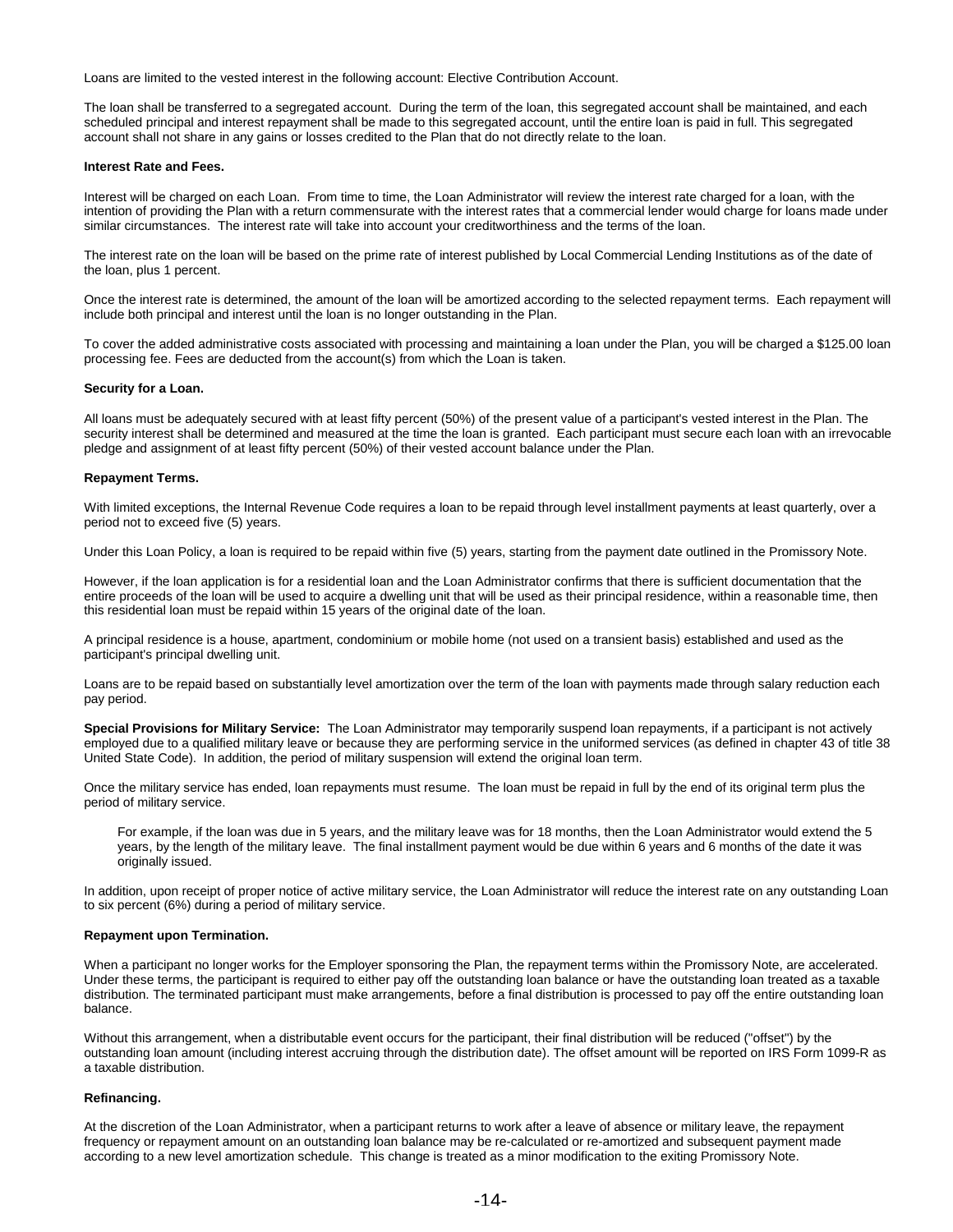Loans are limited to the vested interest in the following account: Elective Contribution Account.

The loan shall be transferred to a segregated account. During the term of the loan, this segregated account shall be maintained, and each scheduled principal and interest repayment shall be made to this segregated account, until the entire loan is paid in full. This segregated account shall not share in any gains or losses credited to the Plan that do not directly relate to the loan.

**Interest Rate and Fees.**

Interest will be charged on each Loan. From time to time, the Loan Administrator will review the interest rate charged for a loan, with the intention of providing the Plan with a return commensurate with the interest rates that a commercial lender would charge for loans made under similar circumstances. The interest rate will take into account your creditworthiness and the terms of the loan.

The interest rate on the loan will be based on the prime rate of interest published by Local Commercial Lending Institutions as of the date of the loan, plus 1 percent.

Once the interest rate is determined, the amount of the loan will be amortized according to the selected repayment terms. Each repayment will include both principal and interest until the loan is no longer outstanding in the Plan.

To cover the added administrative costs associated with processing and maintaining a loan under the Plan, you will be charged a $125.00 loan processing fee. Fees are deducted from the account(s) from which the Loan is taken.

**Security for a Loan.**

All loans must be adequately secured with at least fifty percent (50%) of the present value of a participant's vested interest in the Plan. The security interest shall be determined and measured at the time the loan is granted. Each participant must secure each loan with an irrevocable pledge and assignment of at least fifty percent (50%) of their vested account balance under the Plan.

**Repayment Terms.**

With limited exceptions, the Internal Revenue Code requires a loan to be repaid through level installment payments at least quarterly, over a period not to exceed five (5) years.

Under this Loan Policy, a loan is required to be repaid within five (5) years, starting from the payment date outlined in the Promissory Note.

However, if the loan application is for a residential loan and the Loan Administrator confirms that there is sufficient documentation that the entire proceeds of the loan will be used to acquire a dwelling unit that will be used as their principal residence, within a reasonable time, then this residential loan must be repaid within 15 years of the original date of the loan.

A principal residence is a house, apartment, condominium or mobile home (not used on a transient basis) established and used as the participant's principal dwelling unit.

Loans are to be repaid based on substantially level amortization over the term of the loan with payments made through salary reduction each pay period.

**Special Provisions for Military Service:** The Loan Administrator may temporarily suspend loan repayments, if a participant is not actively employed due to a qualified military leave or because they are performing service in the uniformed services (as defined in chapter 43 of title 38 United State Code). In addition, the period of military suspension will extend the original loan term.

Once the military service has ended, loan repayments must resume. The loan must be repaid in full by the end of its original term plus the period of military service.

> For example, if the loan was due in 5 years, and the military leave was for 18 months, then the Loan Administrator would extend the 5 years, by the length of the military leave. The final installment payment would be due within 6 years and 6 months of the date it was originally issued.

In addition, upon receipt of proper notice of active military service, the Loan Administrator will reduce the interest rate on any outstanding Loan to six percent (6%) during a period of military service.

**Repayment upon Termination.**

When a participant no longer works for the Employer sponsoring the Plan, the repayment terms within the Promissory Note, are accelerated. Under these terms, the participant is required to either pay off the outstanding loan balance or have the outstanding loan treated as a taxable distribution. The terminated participant must make arrangements, before a final distribution is processed to pay off the entire outstanding loan balance.

Without this arrangement, when a distributable event occurs for the participant, their final distribution will be reduced ("offset") by the outstanding loan amount (including interest accruing through the distribution date). The offset amount will be reported on IRS Form 1099-R as a taxable distribution.

**Refinancing.**

At the discretion of the Loan Administrator, when a participant returns to work after a leave of absence or military leave, the repayment frequency or repayment amount on an outstanding loan balance may be re-calculated or re-amortized and subsequent payment made according to a new level amortization schedule. This change is treated as a minor modification to the exiting Promissory Note.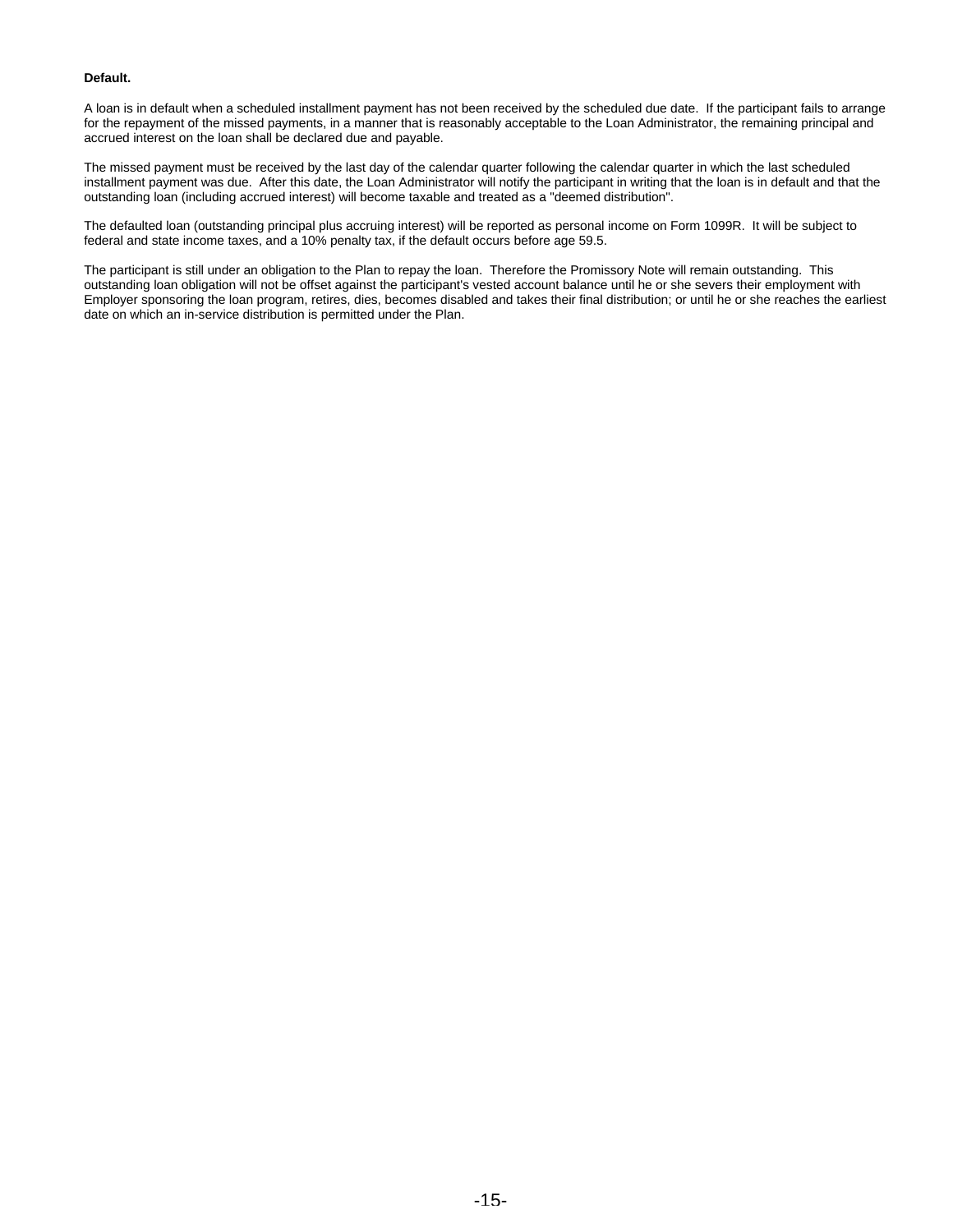**Default.**

A loan is in default when a scheduled installment payment has not been received by the scheduled due date. If the participant fails to arrange for the repayment of the missed payments, in a manner that is reasonably acceptable to the Loan Administrator, the remaining principal and accrued interest on the loan shall be declared due and payable.

The missed payment must be received by the last day of the calendar quarter following the calendar quarter in which the last scheduled installment payment was due. After this date, the Loan Administrator will notify the participant in writing that the loan is in default and that the outstanding loan (including accrued interest) will become taxable and treated as a "deemed distribution".

The defaulted loan (outstanding principal plus accruing interest) will be reported as personal income on Form 1099R. It will be subject to federal and state income taxes, and a 10% penalty tax, if the default occurs before age 59.5.

The participant is still under an obligation to the Plan to repay the loan. Therefore the Promissory Note will remain outstanding. This outstanding loan obligation will not be offset against the participant's vested account balance until he or she severs their employment with Employer sponsoring the loan program, retires, dies, becomes disabled and takes their final distribution; or until he or she reaches the earliest date on which an in-service distribution is permitted under the Plan.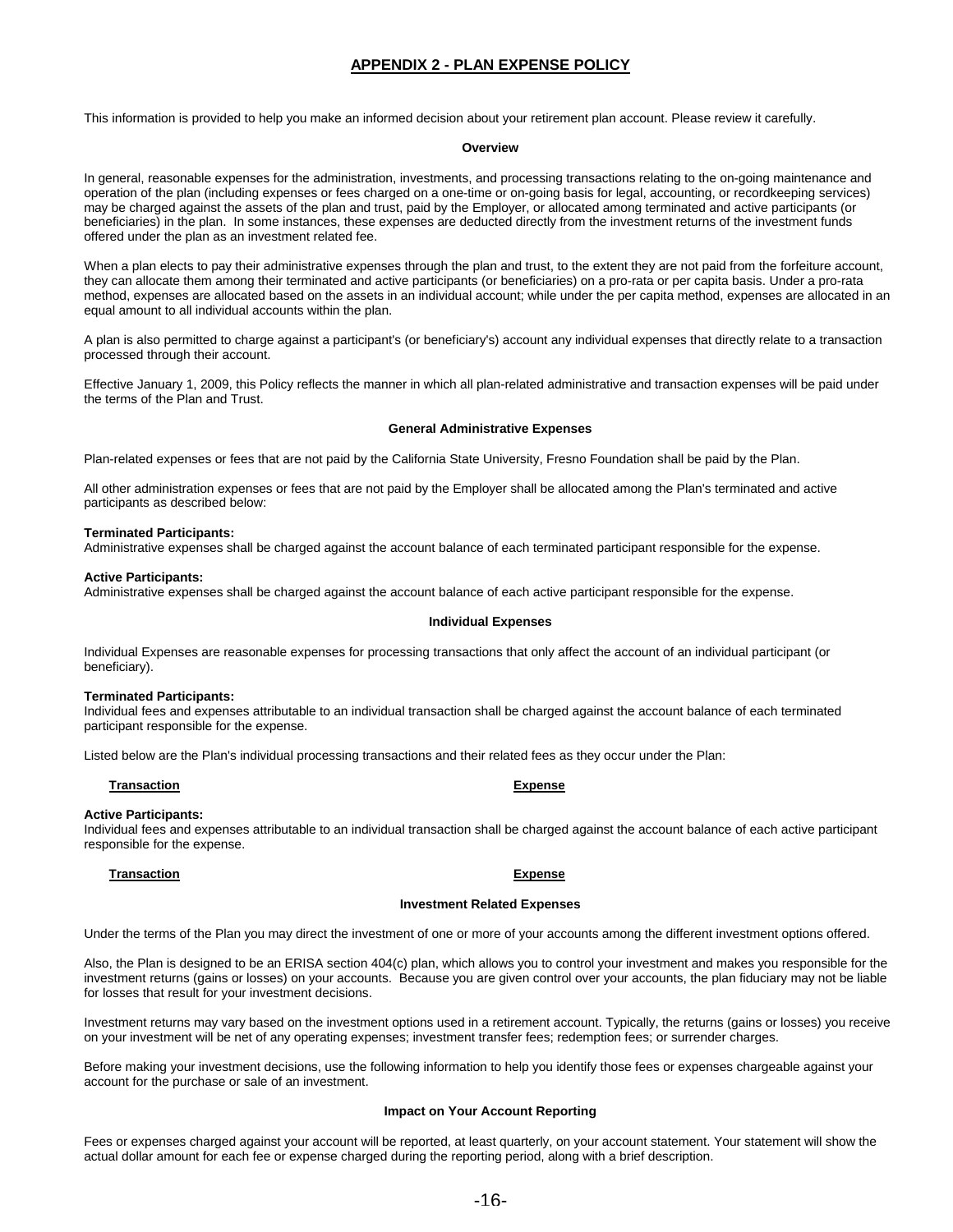## APPENDIX 2 - PLAN EXPENSE POLICY

This information is provided to help you make an informed decision about your retirement plan account. Please review it carefully.

### Overview

In general, reasonable expenses for the administration, investments, and processing transactions relating to the on-going maintenance and operation of the plan (including expenses or fees charged on a one-time or on-going basis for legal, accounting, or recordkeeping services) may be charged against the assets of the plan and trust, paid by the Employer, or allocated among terminated and active participants (or beneficiaries) in the plan. In some instances, these expenses are deducted directly from the investment returns of the investment funds offered under the plan as an investment related fee.

When a plan elects to pay their administrative expenses through the plan and trust, to the extent they are not paid from the forfeiture account, they can allocate them among their terminated and active participants (or beneficiaries) on a pro-rata or per capita basis. Under a pro-rata method, expenses are allocated based on the assets in an individual account; while under the per capita method, expenses are allocated in an equal amount to all individual accounts within the plan.

A plan is also permitted to charge against a participant's (or beneficiary's) account any individual expenses that directly relate to a transaction processed through their account.

Effective January 1, 2009, this Policy reflects the manner in which all plan-related administrative and transaction expenses will be paid under the terms of the Plan and Trust.

### General Administrative Expenses

Plan-related expenses or fees that are not paid by the California State University, Fresno Foundation shall be paid by the Plan.

All other administration expenses or fees that are not paid by the Employer shall be allocated among the Plan's terminated and active participants as described below:

**Terminated Participants:**
Administrative expenses shall be charged against the account balance of each terminated participant responsible for the expense.

**Active Participants:**
Administrative expenses shall be charged against the account balance of each active participant responsible for the expense.

### Individual Expenses

Individual Expenses are reasonable expenses for processing transactions that only affect the account of an individual participant (or beneficiary).

**Terminated Participants:**
Individual fees and expenses attributable to an individual transaction shall be charged against the account balance of each terminated participant responsible for the expense.

Listed below are the Plan's individual processing transactions and their related fees as they occur under the Plan:

| Transaction | Expense |
|---|---|

**Active Participants:**
Individual fees and expenses attributable to an individual transaction shall be charged against the account balance of each active participant responsible for the expense.

| Transaction | Expense |
|---|---|

### Investment Related Expenses

Under the terms of the Plan you may direct the investment of one or more of your accounts among the different investment options offered.

Also, the Plan is designed to be an ERISA section 404(c) plan, which allows you to control your investment and makes you responsible for the investment returns (gains or losses) on your accounts. Because you are given control over your accounts, the plan fiduciary may not be liable for losses that result for your investment decisions.

Investment returns may vary based on the investment options used in a retirement account. Typically, the returns (gains or losses) you receive on your investment will be net of any operating expenses; investment transfer fees; redemption fees; or surrender charges.

Before making your investment decisions, use the following information to help you identify those fees or expenses chargeable against your account for the purchase or sale of an investment.

### Impact on Your Account Reporting

Fees or expenses charged against your account will be reported, at least quarterly, on your account statement. Your statement will show the actual dollar amount for each fee or expense charged during the reporting period, along with a brief description.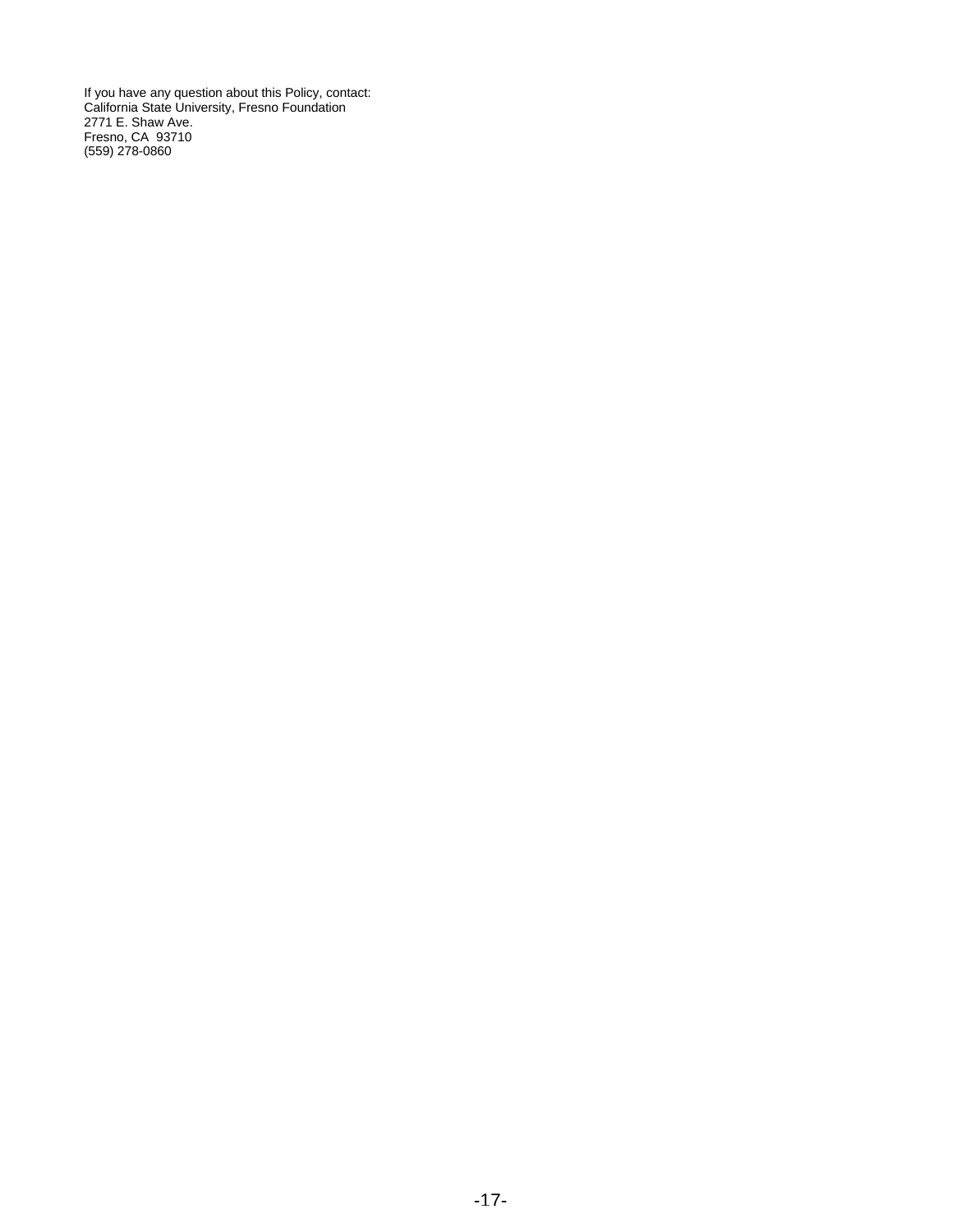If you have any question about this Policy, contact:
California State University, Fresno Foundation
2771 E. Shaw Ave.
Fresno, CA 93710
(559) 278-0860